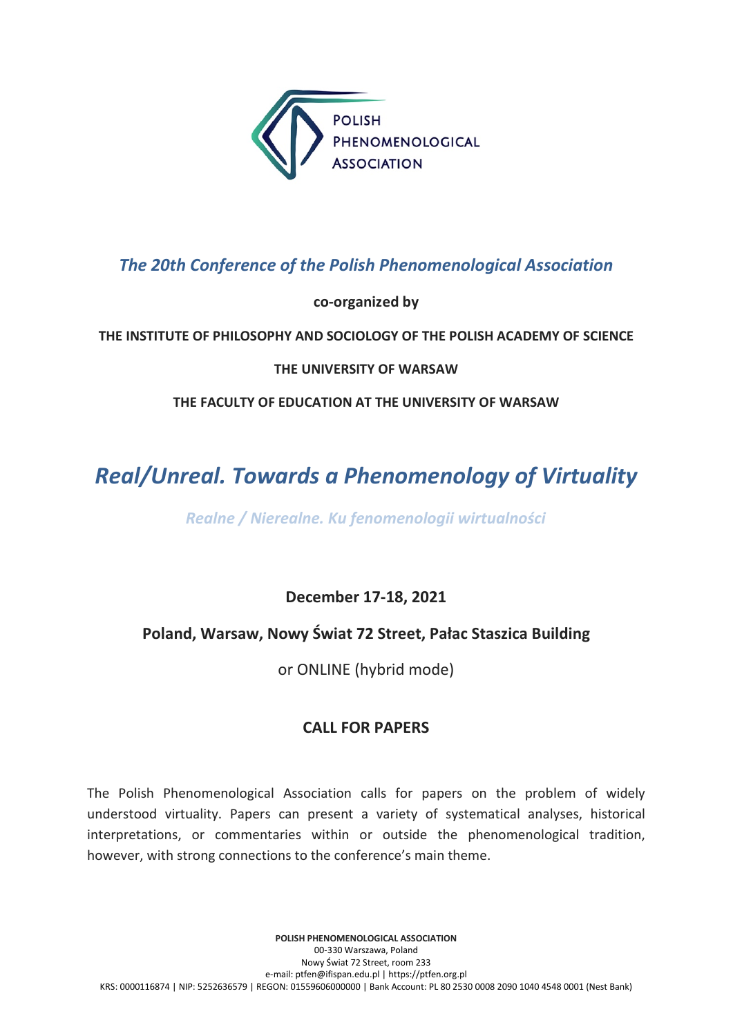POLISH PHENOMENOLOGICAL ASSOCIATION

*The 20th Conference of the Polish Phenomenological Association*

**co-organized by**

**THE INSTITUTE OF PHILOSOPHY AND SOCIOLOGY OF THE POLISH ACADEMY OF SCIENCE**

**THE UNIVERSITY OF WARSAW**

**THE FACULTY OF EDUCATION AT THE UNIVERSITY OF WARSAW**

# *Real/Unreal. Towards a Phenomenology of Virtuality*

***Realne / Nierealne. Ku fenomenologii wirtualności***

**December 17-18, 2021**

**Poland, Warsaw, Nowy Świat 72 Street, Pałac Staszica Building**

or ONLINE (hybrid mode)

## CALL FOR PAPERS

The Polish Phenomenological Association calls for papers on the problem of widely understood virtuality. Papers can present a variety of systematical analyses, historical interpretations, or commentaries within or outside the phenomenological tradition, however, with strong connections to the conference's main theme.

**POLISH PHENOMENOLOGICAL ASSOCIATION**
00-330 Warszawa, Poland
Nowy Świat 72 Street, room 233
e-mail: ptfen@ifispan.edu.pl | https://ptfen.org.pl
KRS: 0000116874 | NIP: 5252636579 | REGON: 01559606000000 | Bank Account: PL 80 2530 0008 2090 1040 4548 0001 (Nest Bank)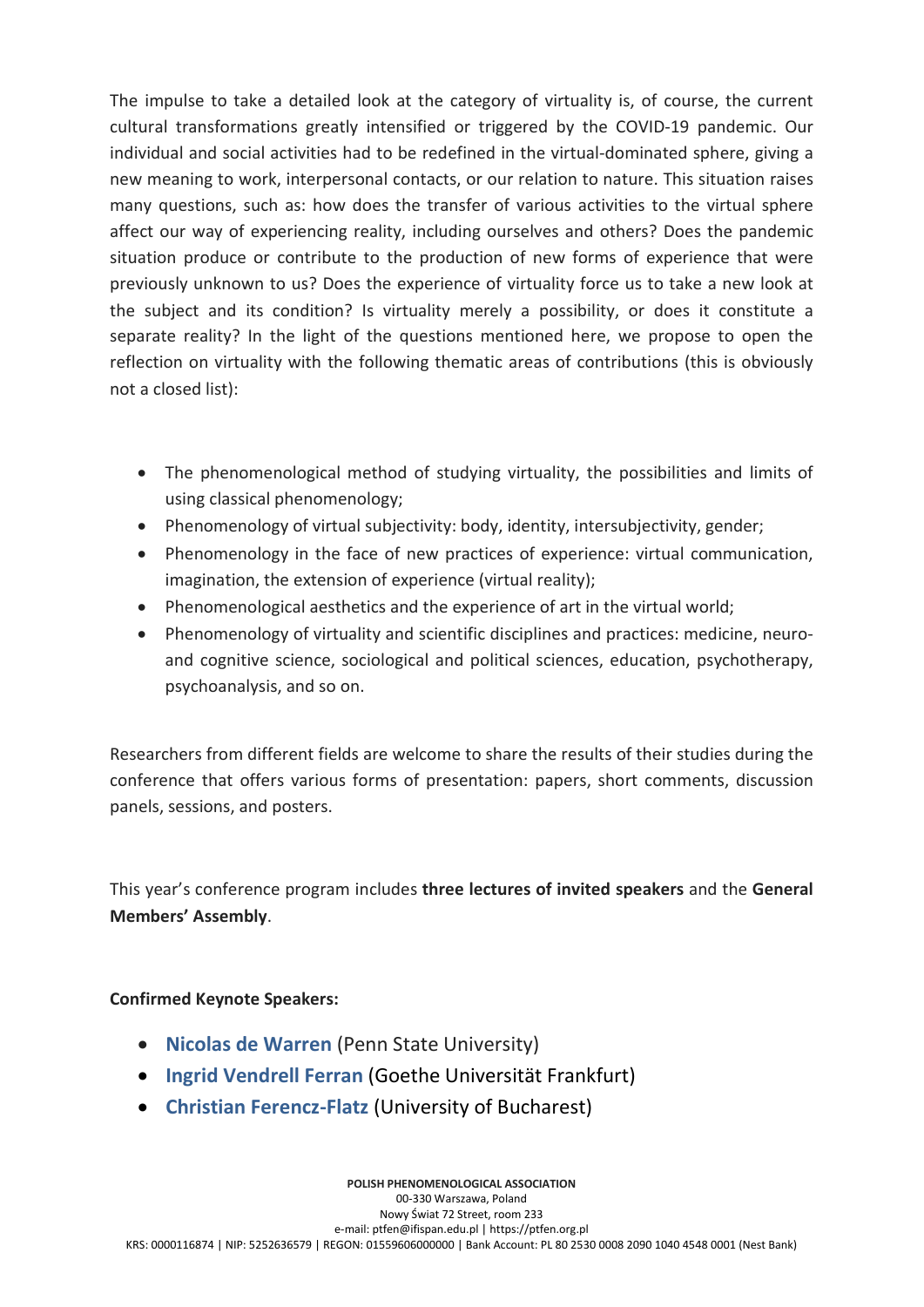The impulse to take a detailed look at the category of virtuality is, of course, the current cultural transformations greatly intensified or triggered by the COVID-19 pandemic. Our individual and social activities had to be redefined in the virtual-dominated sphere, giving a new meaning to work, interpersonal contacts, or our relation to nature. This situation raises many questions, such as: how does the transfer of various activities to the virtual sphere affect our way of experiencing reality, including ourselves and others? Does the pandemic situation produce or contribute to the production of new forms of experience that were previously unknown to us? Does the experience of virtuality force us to take a new look at the subject and its condition? Is virtuality merely a possibility, or does it constitute a separate reality? In the light of the questions mentioned here, we propose to open the reflection on virtuality with the following thematic areas of contributions (this is obviously not a closed list):

- The phenomenological method of studying virtuality, the possibilities and limits of using classical phenomenology;
- Phenomenology of virtual subjectivity: body, identity, intersubjectivity, gender;
- Phenomenology in the face of new practices of experience: virtual communication, imagination, the extension of experience (virtual reality);
- Phenomenological aesthetics and the experience of art in the virtual world;
- Phenomenology of virtuality and scientific disciplines and practices: medicine, neuro- and cognitive science, sociological and political sciences, education, psychotherapy, psychoanalysis, and so on.

Researchers from different fields are welcome to share the results of their studies during the conference that offers various forms of presentation: papers, short comments, discussion panels, sessions, and posters.

This year's conference program includes **three lectures of invited speakers** and the **General Members' Assembly**.

**Confirmed Keynote Speakers:**

- **Nicolas de Warren** (Penn State University)
- **Ingrid Vendrell Ferran** (Goethe Universität Frankfurt)
- **Christian Ferencz-Flatz** (University of Bucharest)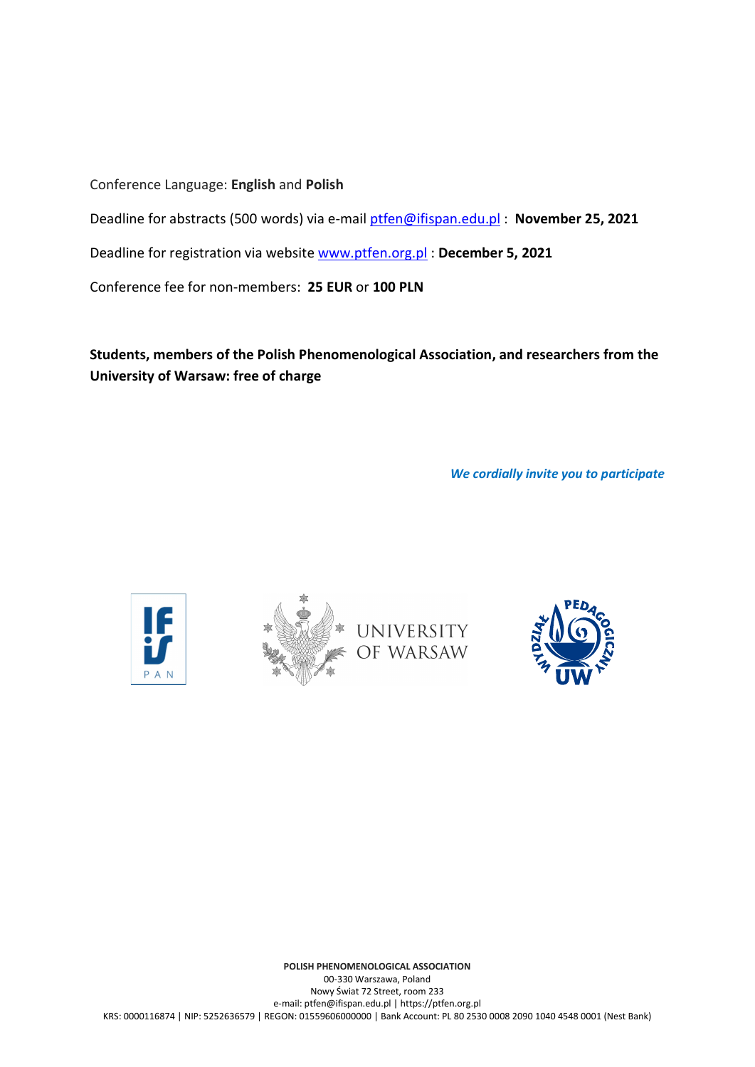Conference Language: **English** and **Polish**

Deadline for abstracts (500 words) via e-mail ptfen@ifispan.edu.pl : **November 25, 2021**

Deadline for registration via website www.ptfen.org.pl : **December 5, 2021**

Conference fee for non-members: **25 EUR** or **100 PLN**

**Students, members of the Polish Phenomenological Association, and researchers from the University of Warsaw: free of charge**

***We cordially invite you to participate***

**POLISH PHENOMENOLOGICAL ASSOCIATION**
00-330 Warszawa, Poland
Nowy Świat 72 Street, room 233
e-mail: ptfen@ifispan.edu.pl | https://ptfen.org.pl
KRS: 0000116874 | NIP: 5252636579 | REGON: 01559606000000 | Bank Account: PL 80 2530 0008 2090 1040 4548 0001 (Nest Bank)